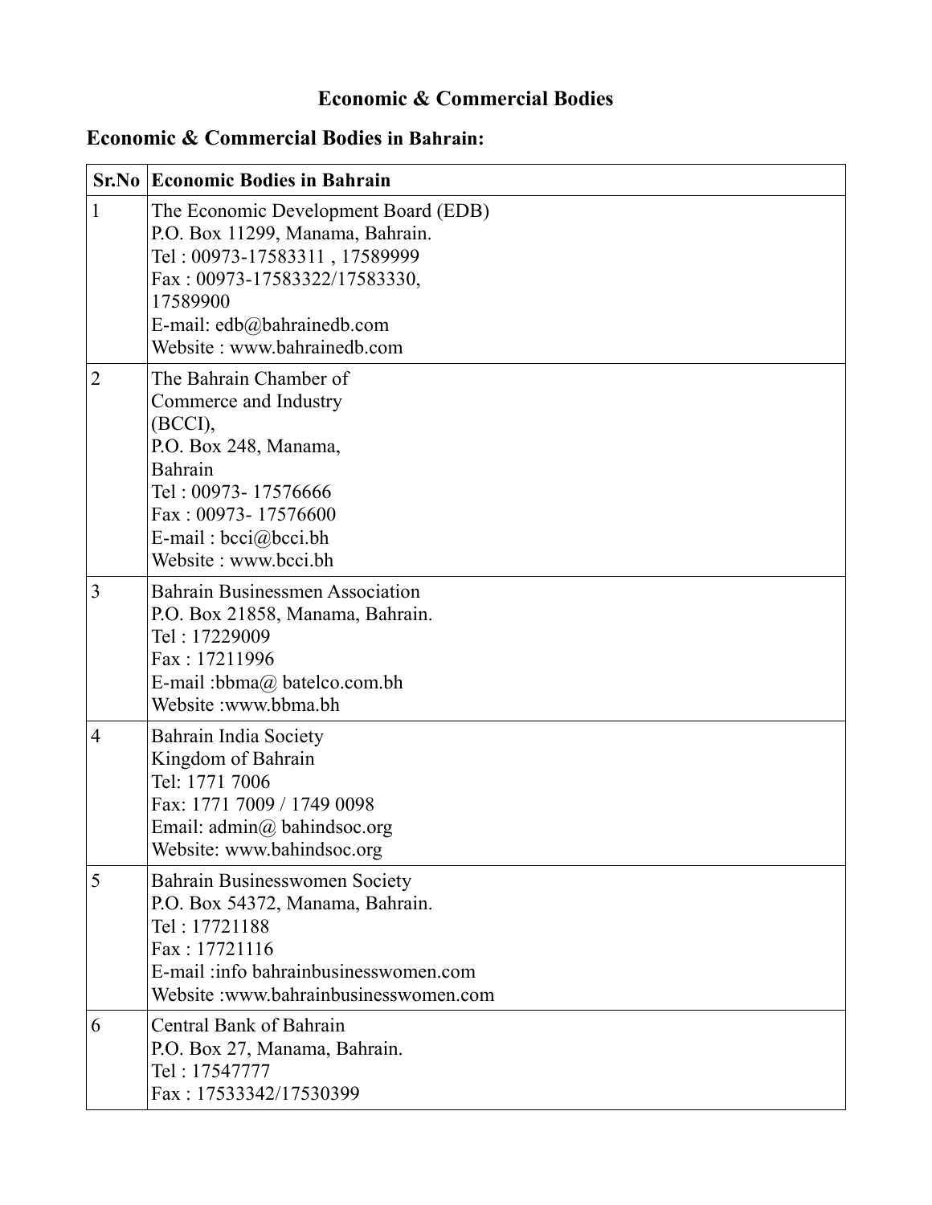# Economic & Commercial Bodies

## Economic & Commercial Bodies in Bahrain:

| Sr.No | Economic Bodies in Bahrain |
|---|---|
| 1 | The Economic Development Board (EDB)<br>P.O. Box 11299, Manama, Bahrain.<br>Tel : 00973-17583311 , 17589999<br>Fax : 00973-17583322/17583330,<br>17589900<br>E-mail: edb@bahrainedb.com<br>Website : www.bahrainedb.com |
| 2 | The Bahrain Chamber of<br>Commerce and Industry<br>(BCCI),<br>P.O. Box 248, Manama,<br>Bahrain<br>Tel : 00973- 17576666<br>Fax : 00973- 17576600<br>E-mail : bcci@bcci.bh<br>Website : www.bcci.bh |
| 3 | Bahrain Businessmen Association<br>P.O. Box 21858, Manama, Bahrain.<br>Tel : 17229009<br>Fax : 17211996<br>E-mail :bbma@ batelco.com.bh<br>Website :www.bbma.bh |
| 4 | Bahrain India Society<br>Kingdom of Bahrain<br>Tel: 1771 7006<br>Fax: 1771 7009 / 1749 0098<br>Email: admin@ bahindsoc.org<br>Website: www.bahindsoc.org |
| 5 | Bahrain Businesswomen Society<br>P.O. Box 54372, Manama, Bahrain.<br>Tel : 17721188<br>Fax : 17721116<br>E-mail :info bahrainbusinesswomen.com<br>Website :www.bahrainbusinesswomen.com |
| 6 | Central Bank of Bahrain<br>P.O. Box 27, Manama, Bahrain.<br>Tel : 17547777<br>Fax : 17533342/17530399 |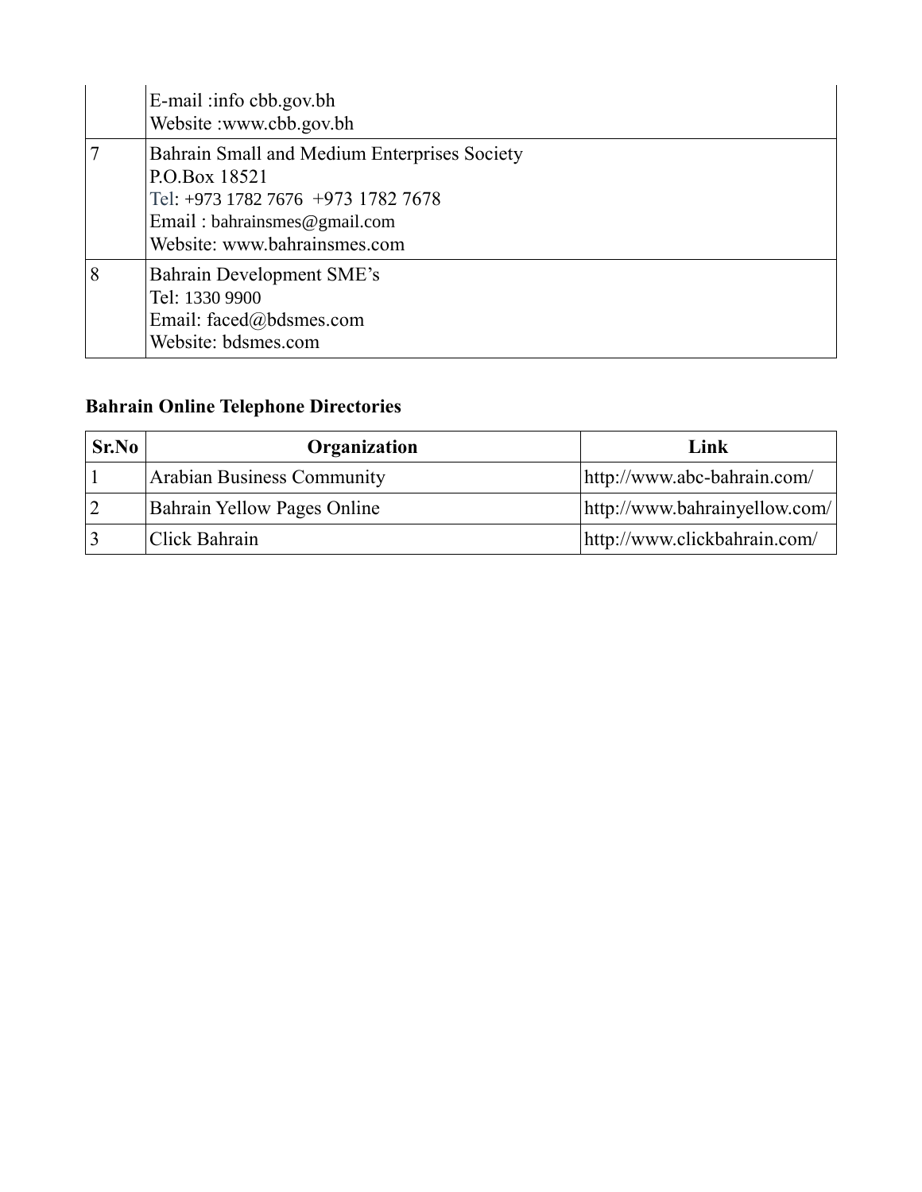| | |
|---|---|
| | E-mail :info cbb.gov.bh<br>Website :www.cbb.gov.bh |
| 7 | Bahrain Small and Medium Enterprises Society<br>P.O.Box 18521<br>Tel: +973 1782 7676  +973 1782 7678<br>Email : bahrainsmes@gmail.com<br>Website: www.bahrainsmes.com |
| 8 | Bahrain Development SME's<br>Tel: 1330 9900<br>Email: faced@bdsmes.com<br>Website: bdsmes.com |

**Bahrain Online Telephone Directories**

| Sr.No | Organization | Link |
|---|---|---|
| 1 | Arabian Business Community | http://www.abc-bahrain.com/ |
| 2 | Bahrain Yellow Pages Online | http://www.bahrainyellow.com/ |
| 3 | Click Bahrain | http://www.clickbahrain.com/ |